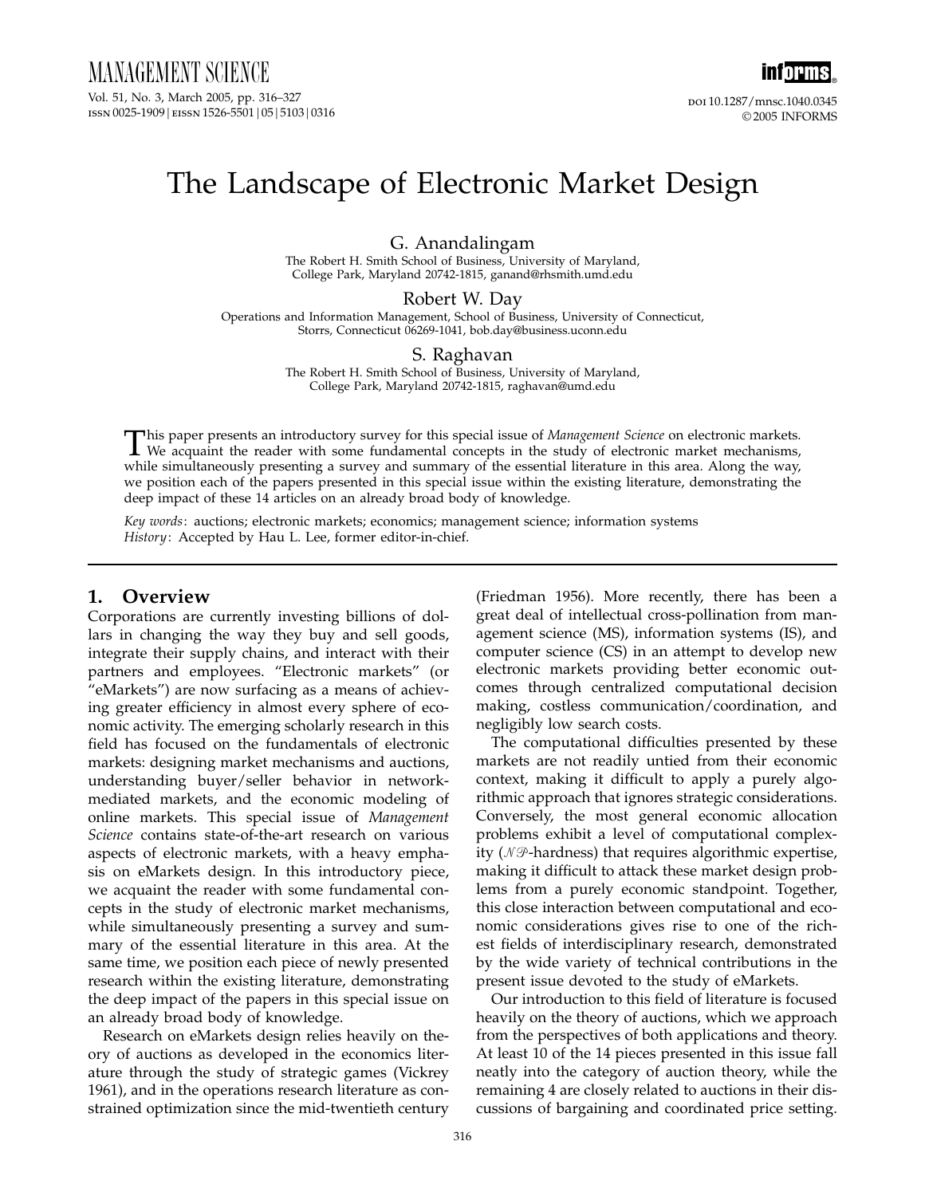# The Landscape of Electronic Market Design

G. Anandalingam

The Robert H. Smith School of Business, University of Maryland, College Park, Maryland 20742-1815, ganand@rhsmith.umd.edu

Robert W. Day

Operations and Information Management, School of Business, University of Connecticut, Storrs, Connecticut 06269-1041, bob.day@business.uconn.edu

S. Raghavan

The Robert H. Smith School of Business, University of Maryland, College Park, Maryland 20742-1815, raghavan@umd.edu

This paper presents an introductory survey for this special issue of *Management Science* on electronic markets. We acquaint the reader with some fundamental concepts in the study of electronic market mechanisms, while simultaneously presenting a survey and summary of the essential literature in this area. Along the way, we position each of the papers presented in this special issue within the existing literature, demonstrating the deep impact of these 14 articles on an already broad body of knowledge.

*Key words*: auctions; electronic markets; economics; management science; information systems

*History*: Accepted by Hau L. Lee, former editor-in-chief.

## 1. Overview

Corporations are currently investing billions of dollars in changing the way they buy and sell goods, integrate their supply chains, and interact with their partners and employees. "Electronic markets" (or "eMarkets") are now surfacing as a means of achieving greater efficiency in almost every sphere of economic activity. The emerging scholarly research in this field has focused on the fundamentals of electronic markets: designing market mechanisms and auctions, understanding buyer/seller behavior in network-mediated markets, and the economic modeling of online markets. This special issue of *Management Science* contains state-of-the-art research on various aspects of electronic markets, with a heavy emphasis on eMarkets design. In this introductory piece, we acquaint the reader with some fundamental concepts in the study of electronic market mechanisms, while simultaneously presenting a survey and summary of the essential literature in this area. At the same time, we position each piece of newly presented research within the existing literature, demonstrating the deep impact of the papers in this special issue on an already broad body of knowledge.

Research on eMarkets design relies heavily on theory of auctions as developed in the economics literature through the study of strategic games (Vickrey 1961), and in the operations research literature as constrained optimization since the mid-twentieth century (Friedman 1956). More recently, there has been a great deal of intellectual cross-pollination from management science (MS), information systems (IS), and computer science (CS) in an attempt to develop new electronic markets providing better economic outcomes through centralized computational decision making, costless communication/coordination, and negligibly low search costs.

The computational difficulties presented by these markets are not readily untied from their economic context, making it difficult to apply a purely algorithmic approach that ignores strategic considerations. Conversely, the most general economic allocation problems exhibit a level of computational complexity ($\mathcal{NP}$-hardness) that requires algorithmic expertise, making it difficult to attack these market design problems from a purely economic standpoint. Together, this close interaction between computational and economic considerations gives rise to one of the richest fields of interdisciplinary research, demonstrated by the wide variety of technical contributions in the present issue devoted to the study of eMarkets.

Our introduction to this field of literature is focused heavily on the theory of auctions, which we approach from the perspectives of both applications and theory. At least 10 of the 14 pieces presented in this issue fall neatly into the category of auction theory, while the remaining 4 are closely related to auctions in their discussions of bargaining and coordinated price setting.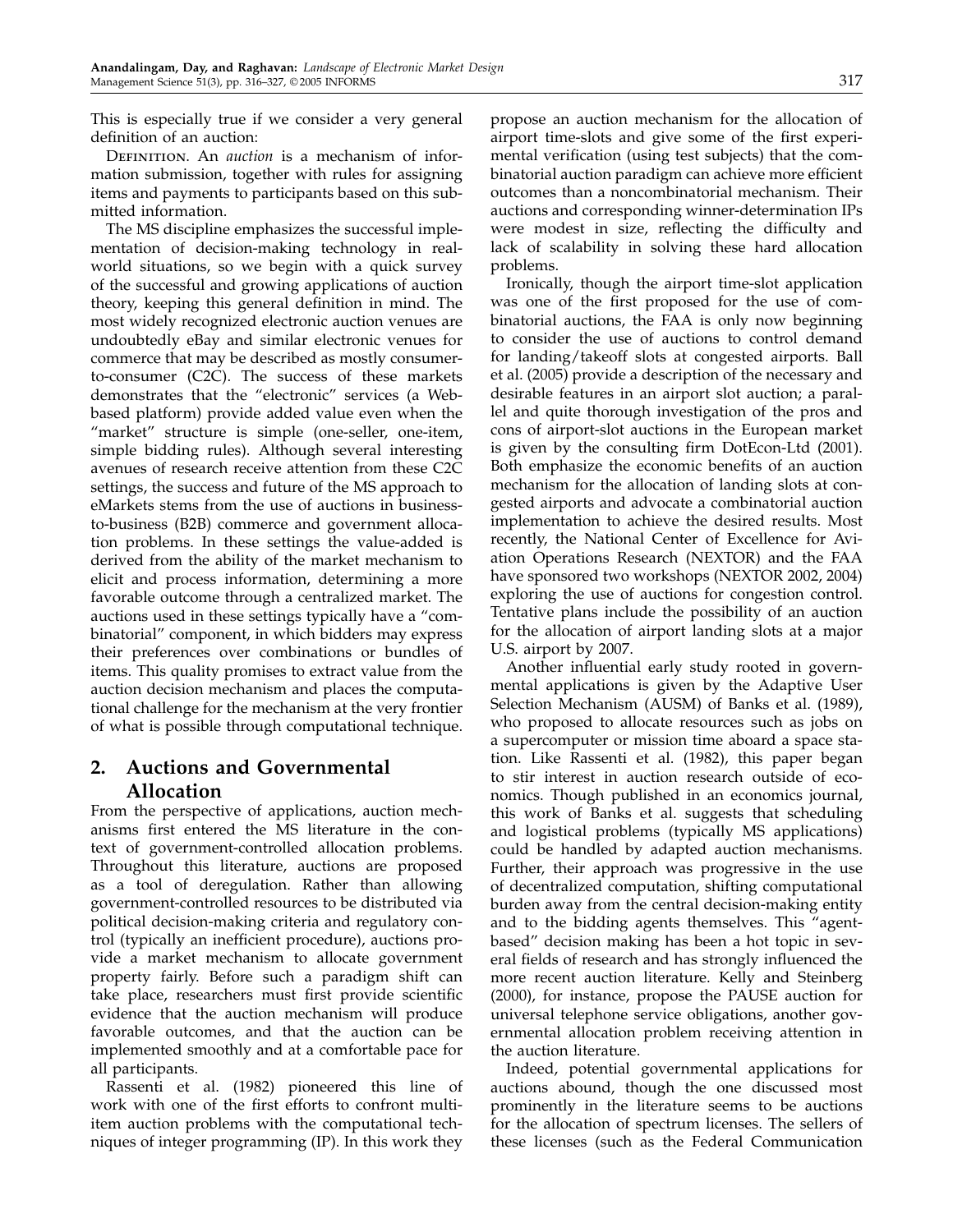This is especially true if we consider a very general definition of an auction:

Definition. An *auction* is a mechanism of information submission, together with rules for assigning items and payments to participants based on this submitted information.

The MS discipline emphasizes the successful implementation of decision-making technology in real-world situations, so we begin with a quick survey of the successful and growing applications of auction theory, keeping this general definition in mind. The most widely recognized electronic auction venues are undoubtedly eBay and similar electronic venues for commerce that may be described as mostly consumer-to-consumer (C2C). The success of these markets demonstrates that the "electronic" services (a Web-based platform) provide added value even when the "market" structure is simple (one-seller, one-item, simple bidding rules). Although several interesting avenues of research receive attention from these C2C settings, the success and future of the MS approach to eMarkets stems from the use of auctions in business-to-business (B2B) commerce and government allocation problems. In these settings the value-added is derived from the ability of the market mechanism to elicit and process information, determining a more favorable outcome through a centralized market. The auctions used in these settings typically have a "combinatorial" component, in which bidders may express their preferences over combinations or bundles of items. This quality promises to extract value from the auction decision mechanism and places the computational challenge for the mechanism at the very frontier of what is possible through computational technique.

## 2. Auctions and Governmental Allocation

From the perspective of applications, auction mechanisms first entered the MS literature in the context of government-controlled allocation problems. Throughout this literature, auctions are proposed as a tool of deregulation. Rather than allowing government-controlled resources to be distributed via political decision-making criteria and regulatory control (typically an inefficient procedure), auctions provide a market mechanism to allocate government property fairly. Before such a paradigm shift can take place, researchers must first provide scientific evidence that the auction mechanism will produce favorable outcomes, and that the auction can be implemented smoothly and at a comfortable pace for all participants.

Rassenti et al. (1982) pioneered this line of work with one of the first efforts to confront multi-item auction problems with the computational techniques of integer programming (IP). In this work they propose an auction mechanism for the allocation of airport time-slots and give some of the first experimental verification (using test subjects) that the combinatorial auction paradigm can achieve more efficient outcomes than a noncombinatorial mechanism. Their auctions and corresponding winner-determination IPs were modest in size, reflecting the difficulty and lack of scalability in solving these hard allocation problems.

Ironically, though the airport time-slot application was one of the first proposed for the use of combinatorial auctions, the FAA is only now beginning to consider the use of auctions to control demand for landing/takeoff slots at congested airports. Ball et al. (2005) provide a description of the necessary and desirable features in an airport slot auction; a parallel and quite thorough investigation of the pros and cons of airport-slot auctions in the European market is given by the consulting firm DotEcon-Ltd (2001). Both emphasize the economic benefits of an auction mechanism for the allocation of landing slots at congested airports and advocate a combinatorial auction implementation to achieve the desired results. Most recently, the National Center of Excellence for Aviation Operations Research (NEXTOR) and the FAA have sponsored two workshops (NEXTOR 2002, 2004) exploring the use of auctions for congestion control. Tentative plans include the possibility of an auction for the allocation of airport landing slots at a major U.S. airport by 2007.

Another influential early study rooted in governmental applications is given by the Adaptive User Selection Mechanism (AUSM) of Banks et al. (1989), who proposed to allocate resources such as jobs on a supercomputer or mission time aboard a space station. Like Rassenti et al. (1982), this paper began to stir interest in auction research outside of economics. Though published in an economics journal, this work of Banks et al. suggests that scheduling and logistical problems (typically MS applications) could be handled by adapted auction mechanisms. Further, their approach was progressive in the use of decentralized computation, shifting computational burden away from the central decision-making entity and to the bidding agents themselves. This "agent-based" decision making has been a hot topic in several fields of research and has strongly influenced the more recent auction literature. Kelly and Steinberg (2000), for instance, propose the PAUSE auction for universal telephone service obligations, another governmental allocation problem receiving attention in the auction literature.

Indeed, potential governmental applications for auctions abound, though the one discussed most prominently in the literature seems to be auctions for the allocation of spectrum licenses. The sellers of these licenses (such as the Federal Communication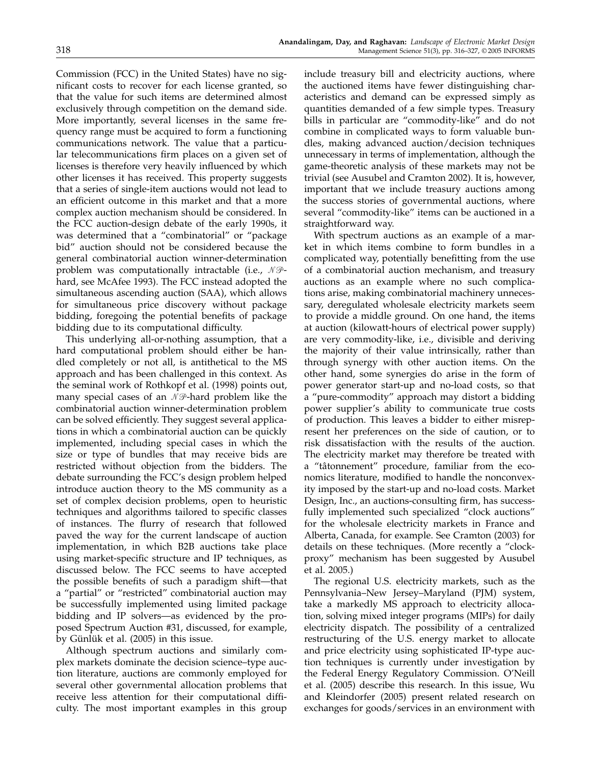Commission (FCC) in the United States) have no significant costs to recover for each license granted, so that the value for such items are determined almost exclusively through competition on the demand side. More importantly, several licenses in the same frequency range must be acquired to form a functioning communications network. The value that a particular telecommunications firm places on a given set of licenses is therefore very heavily influenced by which other licenses it has received. This property suggests that a series of single-item auctions would not lead to an efficient outcome in this market and that a more complex auction mechanism should be considered. In the FCC auction-design debate of the early 1990s, it was determined that a "combinatorial" or "package bid" auction should not be considered because the general combinatorial auction winner-determination problem was computationally intractable (i.e., $\mathcal{NP}$-hard, see McAfee 1993). The FCC instead adopted the simultaneous ascending auction (SAA), which allows for simultaneous price discovery without package bidding, foregoing the potential benefits of package bidding due to its computational difficulty.

This underlying all-or-nothing assumption, that a hard computational problem should either be handled completely or not all, is antithetical to the MS approach and has been challenged in this context. As the seminal work of Rothkopf et al. (1998) points out, many special cases of an $\mathcal{NP}$-hard problem like the combinatorial auction winner-determination problem can be solved efficiently. They suggest several applications in which a combinatorial auction can be quickly implemented, including special cases in which the size or type of bundles that may receive bids are restricted without objection from the bidders. The debate surrounding the FCC's design problem helped introduce auction theory to the MS community as a set of complex decision problems, open to heuristic techniques and algorithms tailored to specific classes of instances. The flurry of research that followed paved the way for the current landscape of auction implementation, in which B2B auctions take place using market-specific structure and IP techniques, as discussed below. The FCC seems to have accepted the possible benefits of such a paradigm shift—that a "partial" or "restricted" combinatorial auction may be successfully implemented using limited package bidding and IP solvers—as evidenced by the proposed Spectrum Auction #31, discussed, for example, by Günlük et al. (2005) in this issue.

Although spectrum auctions and similarly complex markets dominate the decision science–type auction literature, auctions are commonly employed for several other governmental allocation problems that receive less attention for their computational difficulty. The most important examples in this group include treasury bill and electricity auctions, where the auctioned items have fewer distinguishing characteristics and demand can be expressed simply as quantities demanded of a few simple types. Treasury bills in particular are "commodity-like" and do not combine in complicated ways to form valuable bundles, making advanced auction/decision techniques unnecessary in terms of implementation, although the game-theoretic analysis of these markets may not be trivial (see Ausubel and Cramton 2002). It is, however, important that we include treasury auctions among the success stories of governmental auctions, where several "commodity-like" items can be auctioned in a straightforward way.

With spectrum auctions as an example of a market in which items combine to form bundles in a complicated way, potentially benefitting from the use of a combinatorial auction mechanism, and treasury auctions as an example where no such complications arise, making combinatorial machinery unnecessary, deregulated wholesale electricity markets seem to provide a middle ground. On one hand, the items at auction (kilowatt-hours of electrical power supply) are very commodity-like, i.e., divisible and deriving the majority of their value intrinsically, rather than through synergy with other auction items. On the other hand, some synergies do arise in the form of power generator start-up and no-load costs, so that a "pure-commodity" approach may distort a bidding power supplier's ability to communicate true costs of production. This leaves a bidder to either misrepresent her preferences on the side of caution, or to risk dissatisfaction with the results of the auction. The electricity market may therefore be treated with a "tâtonnement" procedure, familiar from the economics literature, modified to handle the nonconvexity imposed by the start-up and no-load costs. Market Design, Inc., an auctions-consulting firm, has successfully implemented such specialized "clock auctions" for the wholesale electricity markets in France and Alberta, Canada, for example. See Cramton (2003) for details on these techniques. (More recently a "clock-proxy" mechanism has been suggested by Ausubel et al. 2005.)

The regional U.S. electricity markets, such as the Pennsylvania–New Jersey–Maryland (PJM) system, take a markedly MS approach to electricity allocation, solving mixed integer programs (MIPs) for daily electricity dispatch. The possibility of a centralized restructuring of the U.S. energy market to allocate and price electricity using sophisticated IP-type auction techniques is currently under investigation by the Federal Energy Regulatory Commission. O'Neill et al. (2005) describe this research. In this issue, Wu and Kleindorfer (2005) present related research on exchanges for goods/services in an environment with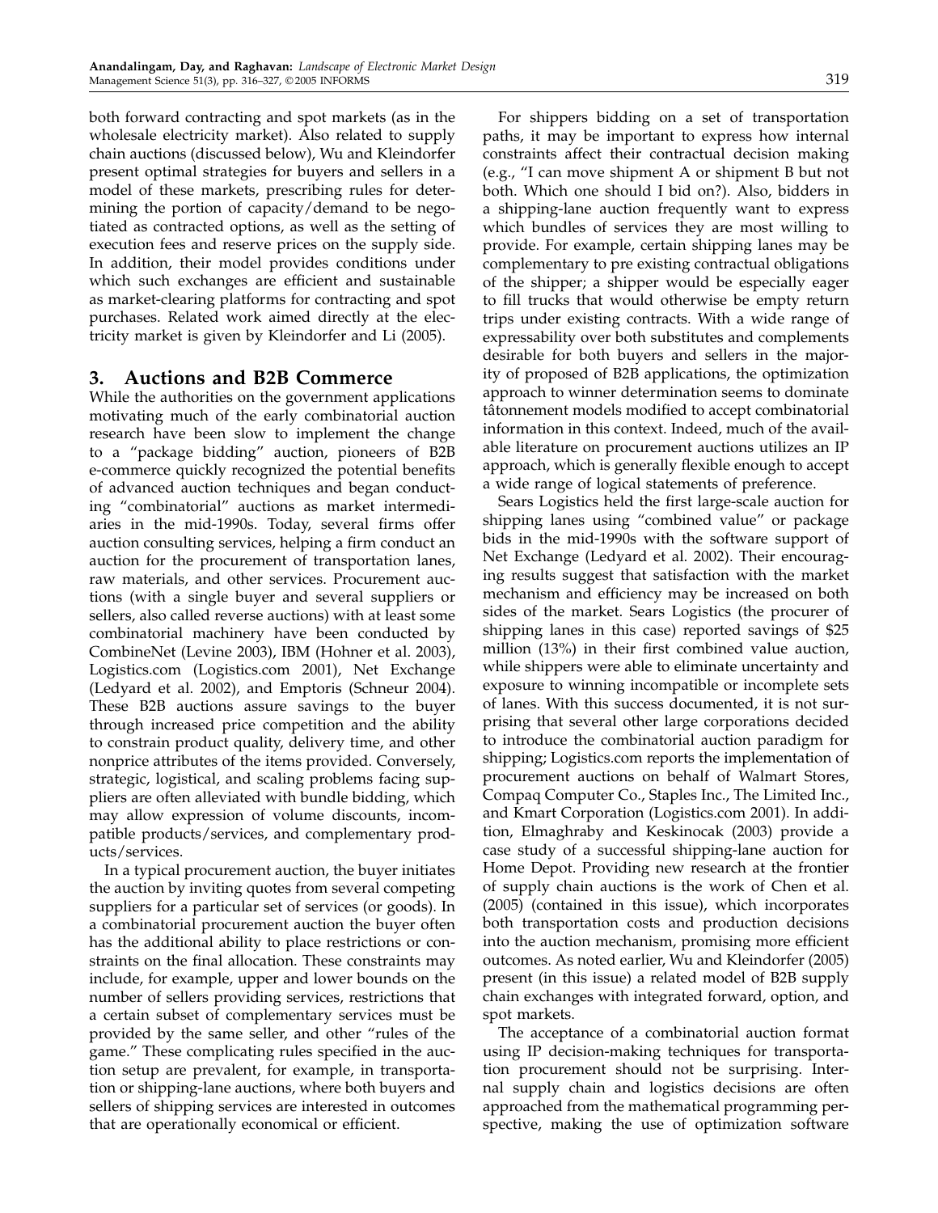both forward contracting and spot markets (as in the wholesale electricity market). Also related to supply chain auctions (discussed below), Wu and Kleindorfer present optimal strategies for buyers and sellers in a model of these markets, prescribing rules for determining the portion of capacity/demand to be negotiated as contracted options, as well as the setting of execution fees and reserve prices on the supply side. In addition, their model provides conditions under which such exchanges are efficient and sustainable as market-clearing platforms for contracting and spot purchases. Related work aimed directly at the electricity market is given by Kleindorfer and Li (2005).

## 3. Auctions and B2B Commerce

While the authorities on the government applications motivating much of the early combinatorial auction research have been slow to implement the change to a "package bidding" auction, pioneers of B2B e-commerce quickly recognized the potential benefits of advanced auction techniques and began conducting "combinatorial" auctions as market intermediaries in the mid-1990s. Today, several firms offer auction consulting services, helping a firm conduct an auction for the procurement of transportation lanes, raw materials, and other services. Procurement auctions (with a single buyer and several suppliers or sellers, also called reverse auctions) with at least some combinatorial machinery have been conducted by CombineNet (Levine 2003), IBM (Hohner et al. 2003), Logistics.com (Logistics.com 2001), Net Exchange (Ledyard et al. 2002), and Emptoris (Schneur 2004). These B2B auctions assure savings to the buyer through increased price competition and the ability to constrain product quality, delivery time, and other nonprice attributes of the items provided. Conversely, strategic, logistical, and scaling problems facing suppliers are often alleviated with bundle bidding, which may allow expression of volume discounts, incompatible products/services, and complementary products/services.

In a typical procurement auction, the buyer initiates the auction by inviting quotes from several competing suppliers for a particular set of services (or goods). In a combinatorial procurement auction the buyer often has the additional ability to place restrictions or constraints on the final allocation. These constraints may include, for example, upper and lower bounds on the number of sellers providing services, restrictions that a certain subset of complementary services must be provided by the same seller, and other "rules of the game." These complicating rules specified in the auction setup are prevalent, for example, in transportation or shipping-lane auctions, where both buyers and sellers of shipping services are interested in outcomes that are operationally economical or efficient.

For shippers bidding on a set of transportation paths, it may be important to express how internal constraints affect their contractual decision making (e.g., "I can move shipment A or shipment B but not both. Which one should I bid on?). Also, bidders in a shipping-lane auction frequently want to express which bundles of services they are most willing to provide. For example, certain shipping lanes may be complementary to pre existing contractual obligations of the shipper; a shipper would be especially eager to fill trucks that would otherwise be empty return trips under existing contracts. With a wide range of expressability over both substitutes and complements desirable for both buyers and sellers in the majority of proposed of B2B applications, the optimization approach to winner determination seems to dominate tâtonnement models modified to accept combinatorial information in this context. Indeed, much of the available literature on procurement auctions utilizes an IP approach, which is generally flexible enough to accept a wide range of logical statements of preference.

Sears Logistics held the first large-scale auction for shipping lanes using "combined value" or package bids in the mid-1990s with the software support of Net Exchange (Ledyard et al. 2002). Their encouraging results suggest that satisfaction with the market mechanism and efficiency may be increased on both sides of the market. Sears Logistics (the procurer of shipping lanes in this case) reported savings of \$25 million (13%) in their first combined value auction, while shippers were able to eliminate uncertainty and exposure to winning incompatible or incomplete sets of lanes. With this success documented, it is not surprising that several other large corporations decided to introduce the combinatorial auction paradigm for shipping; Logistics.com reports the implementation of procurement auctions on behalf of Walmart Stores, Compaq Computer Co., Staples Inc., The Limited Inc., and Kmart Corporation (Logistics.com 2001). In addition, Elmaghraby and Keskinocak (2003) provide a case study of a successful shipping-lane auction for Home Depot. Providing new research at the frontier of supply chain auctions is the work of Chen et al. (2005) (contained in this issue), which incorporates both transportation costs and production decisions into the auction mechanism, promising more efficient outcomes. As noted earlier, Wu and Kleindorfer (2005) present (in this issue) a related model of B2B supply chain exchanges with integrated forward, option, and spot markets.

The acceptance of a combinatorial auction format using IP decision-making techniques for transportation procurement should not be surprising. Internal supply chain and logistics decisions are often approached from the mathematical programming perspective, making the use of optimization software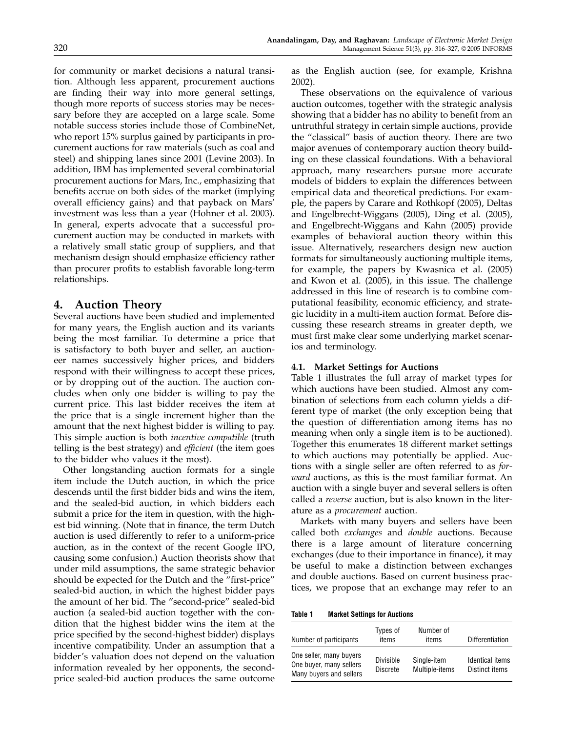for community or market decisions a natural transition. Although less apparent, procurement auctions are finding their way into more general settings, though more reports of success stories may be necessary before they are accepted on a large scale. Some notable success stories include those of CombineNet, who report 15% surplus gained by participants in procurement auctions for raw materials (such as coal and steel) and shipping lanes since 2001 (Levine 2003). In addition, IBM has implemented several combinatorial procurement auctions for Mars, Inc., emphasizing that benefits accrue on both sides of the market (implying overall efficiency gains) and that payback on Mars' investment was less than a year (Hohner et al. 2003). In general, experts advocate that a successful procurement auction may be conducted in markets with a relatively small static group of suppliers, and that mechanism design should emphasize efficiency rather than procurer profits to establish favorable long-term relationships.

## 4. Auction Theory

Several auctions have been studied and implemented for many years, the English auction and its variants being the most familiar. To determine a price that is satisfactory to both buyer and seller, an auctioneer names successively higher prices, and bidders respond with their willingness to accept these prices, or by dropping out of the auction. The auction concludes when only one bidder is willing to pay the current price. This last bidder receives the item at the price that is a single increment higher than the amount that the next highest bidder is willing to pay. This simple auction is both *incentive compatible* (truth telling is the best strategy) and *efficient* (the item goes to the bidder who values it the most).

Other longstanding auction formats for a single item include the Dutch auction, in which the price descends until the first bidder bids and wins the item, and the sealed-bid auction, in which bidders each submit a price for the item in question, with the highest bid winning. (Note that in finance, the term Dutch auction is used differently to refer to a uniform-price auction, as in the context of the recent Google IPO, causing some confusion.) Auction theorists show that under mild assumptions, the same strategic behavior should be expected for the Dutch and the "first-price" sealed-bid auction, in which the highest bidder pays the amount of her bid. The "second-price" sealed-bid auction (a sealed-bid auction together with the condition that the highest bidder wins the item at the price specified by the second-highest bidder) displays incentive compatibility. Under an assumption that a bidder's valuation does not depend on the valuation information revealed by her opponents, the second-price sealed-bid auction produces the same outcome as the English auction (see, for example, Krishna 2002).

These observations on the equivalence of various auction outcomes, together with the strategic analysis showing that a bidder has no ability to benefit from an untruthful strategy in certain simple auctions, provide the "classical" basis of auction theory. There are two major avenues of contemporary auction theory building on these classical foundations. With a behavioral approach, many researchers pursue more accurate models of bidders to explain the differences between empirical data and theoretical predictions. For example, the papers by Carare and Rothkopf (2005), Deltas and Engelbrecht-Wiggans (2005), Ding et al. (2005), and Engelbrecht-Wiggans and Kahn (2005) provide examples of behavioral auction theory within this issue. Alternatively, researchers design new auction formats for simultaneously auctioning multiple items, for example, the papers by Kwasnica et al. (2005) and Kwon et al. (2005), in this issue. The challenge addressed in this line of research is to combine computational feasibility, economic efficiency, and strategic lucidity in a multi-item auction format. Before discussing these research streams in greater depth, we must first make clear some underlying market scenarios and terminology.

### 4.1. Market Settings for Auctions

Table 1 illustrates the full array of market types for which auctions have been studied. Almost any combination of selections from each column yields a different type of market (the only exception being that the question of differentiation among items has no meaning when only a single item is to be auctioned). Together this enumerates 18 different market settings to which auctions may potentially be applied. Auctions with a single seller are often referred to as *forward* auctions, as this is the most familiar format. An auction with a single buyer and several sellers is often called a *reverse* auction, but is also known in the literature as a *procurement* auction.

Markets with many buyers and sellers have been called both *exchanges* and *double* auctions. Because there is a large amount of literature concerning exchanges (due to their importance in finance), it may be useful to make a distinction between exchanges and double auctions. Based on current business practices, we propose that an exchange may refer to an

**Table 1 Market Settings for Auctions**

| Number of participants | Types of items | Number of items | Differentiation |
|---|---|---|---|
| One seller, many buyers | Divisible | Single-item | Identical items |
| One buyer, many sellers | Discrete | Multiple-items | Distinct items |
| Many buyers and sellers | | | |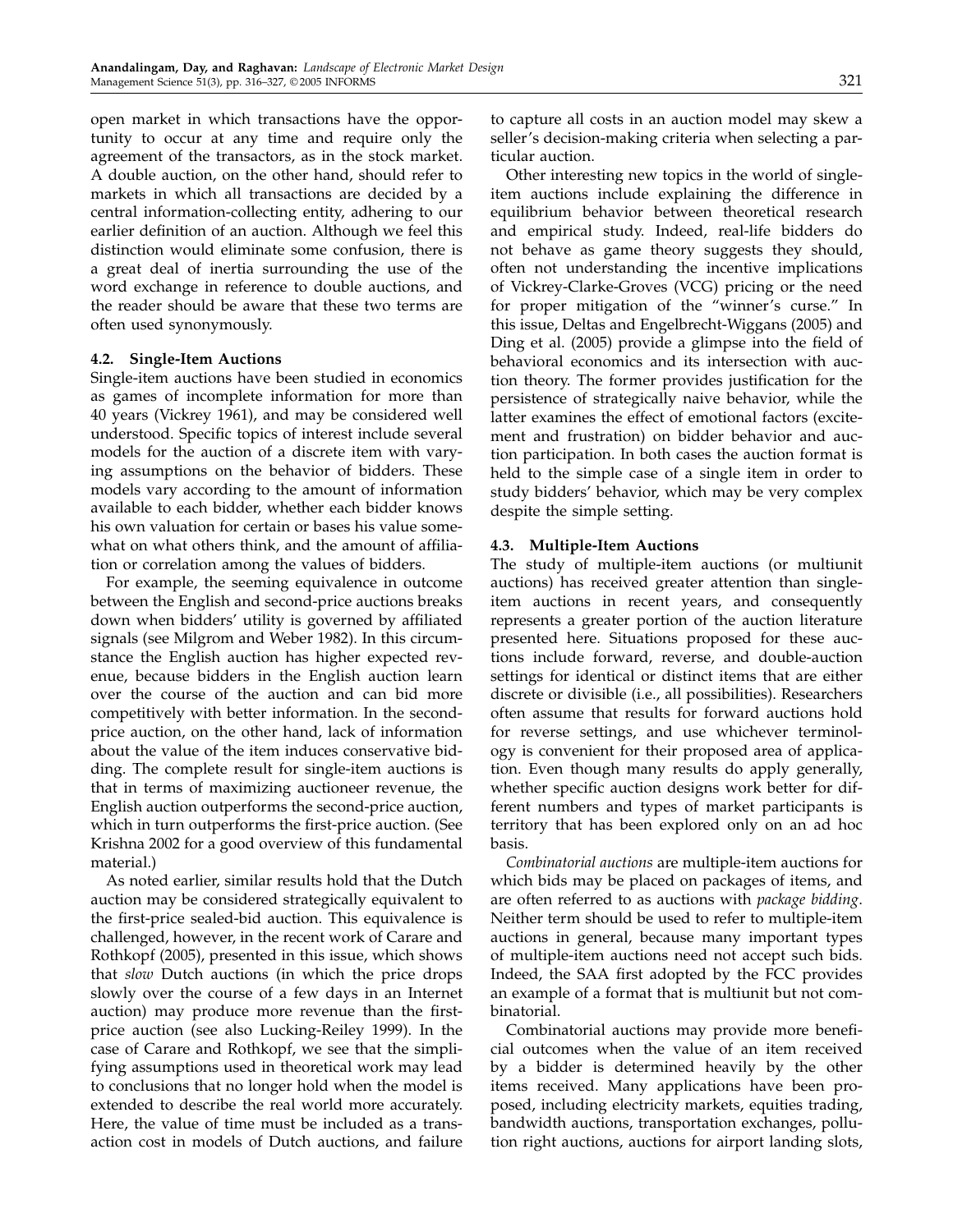open market in which transactions have the opportunity to occur at any time and require only the agreement of the transactors, as in the stock market. A double auction, on the other hand, should refer to markets in which all transactions are decided by a central information-collecting entity, adhering to our earlier definition of an auction. Although we feel this distinction would eliminate some confusion, there is a great deal of inertia surrounding the use of the word exchange in reference to double auctions, and the reader should be aware that these two terms are often used synonymously.

### 4.2. Single-Item Auctions

Single-item auctions have been studied in economics as games of incomplete information for more than 40 years (Vickrey 1961), and may be considered well understood. Specific topics of interest include several models for the auction of a discrete item with varying assumptions on the behavior of bidders. These models vary according to the amount of information available to each bidder, whether each bidder knows his own valuation for certain or bases his value somewhat on what others think, and the amount of affiliation or correlation among the values of bidders.

For example, the seeming equivalence in outcome between the English and second-price auctions breaks down when bidders' utility is governed by affiliated signals (see Milgrom and Weber 1982). In this circumstance the English auction has higher expected revenue, because bidders in the English auction learn over the course of the auction and can bid more competitively with better information. In the second-price auction, on the other hand, lack of information about the value of the item induces conservative bidding. The complete result for single-item auctions is that in terms of maximizing auctioneer revenue, the English auction outperforms the second-price auction, which in turn outperforms the first-price auction. (See Krishna 2002 for a good overview of this fundamental material.)

As noted earlier, similar results hold that the Dutch auction may be considered strategically equivalent to the first-price sealed-bid auction. This equivalence is challenged, however, in the recent work of Carare and Rothkopf (2005), presented in this issue, which shows that *slow* Dutch auctions (in which the price drops slowly over the course of a few days in an Internet auction) may produce more revenue than the first-price auction (see also Lucking-Reiley 1999). In the case of Carare and Rothkopf, we see that the simplifying assumptions used in theoretical work may lead to conclusions that no longer hold when the model is extended to describe the real world more accurately. Here, the value of time must be included as a transaction cost in models of Dutch auctions, and failure to capture all costs in an auction model may skew a seller's decision-making criteria when selecting a particular auction.

Other interesting new topics in the world of single-item auctions include explaining the difference in equilibrium behavior between theoretical research and empirical study. Indeed, real-life bidders do not behave as game theory suggests they should, often not understanding the incentive implications of Vickrey-Clarke-Groves (VCG) pricing or the need for proper mitigation of the "winner's curse." In this issue, Deltas and Engelbrecht-Wiggans (2005) and Ding et al. (2005) provide a glimpse into the field of behavioral economics and its intersection with auction theory. The former provides justification for the persistence of strategically naive behavior, while the latter examines the effect of emotional factors (excitement and frustration) on bidder behavior and auction participation. In both cases the auction format is held to the simple case of a single item in order to study bidders' behavior, which may be very complex despite the simple setting.

### 4.3. Multiple-Item Auctions

The study of multiple-item auctions (or multiunit auctions) has received greater attention than single-item auctions in recent years, and consequently represents a greater portion of the auction literature presented here. Situations proposed for these auctions include forward, reverse, and double-auction settings for identical or distinct items that are either discrete or divisible (i.e., all possibilities). Researchers often assume that results for forward auctions hold for reverse settings, and use whichever terminology is convenient for their proposed area of application. Even though many results do apply generally, whether specific auction designs work better for different numbers and types of market participants is territory that has been explored only on an ad hoc basis.

*Combinatorial auctions* are multiple-item auctions for which bids may be placed on packages of items, and are often referred to as auctions with *package bidding*. Neither term should be used to refer to multiple-item auctions in general, because many important types of multiple-item auctions need not accept such bids. Indeed, the SAA first adopted by the FCC provides an example of a format that is multiunit but not combinatorial.

Combinatorial auctions may provide more beneficial outcomes when the value of an item received by a bidder is determined heavily by the other items received. Many applications have been proposed, including electricity markets, equities trading, bandwidth auctions, transportation exchanges, pollution right auctions, auctions for airport landing slots,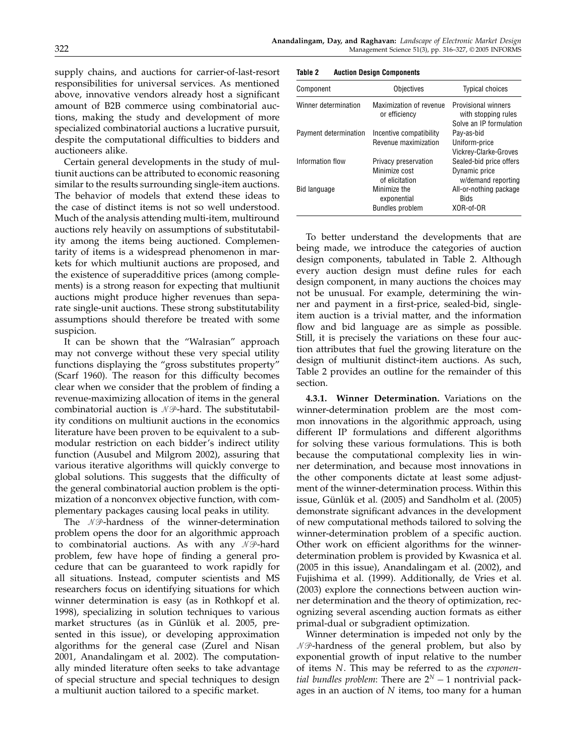supply chains, and auctions for carrier-of-last-resort responsibilities for universal services. As mentioned above, innovative vendors already host a significant amount of B2B commerce using combinatorial auctions, making the study and development of more specialized combinatorial auctions a lucrative pursuit, despite the computational difficulties to bidders and auctioneers alike.

Certain general developments in the study of multiunit auctions can be attributed to economic reasoning similar to the results surrounding single-item auctions. The behavior of models that extend these ideas to the case of distinct items is not so well understood. Much of the analysis attending multi-item, multiround auctions rely heavily on assumptions of substitutability among the items being auctioned. Complementarity of items is a widespread phenomenon in markets for which multiunit auctions are proposed, and the existence of superadditive prices (among complements) is a strong reason for expecting that multiunit auctions might produce higher revenues than separate single-unit auctions. These strong substitutability assumptions should therefore be treated with some suspicion.

It can be shown that the "Walrasian" approach may not converge without these very special utility functions displaying the "gross substitutes property" (Scarf 1960). The reason for this difficulty becomes clear when we consider that the problem of finding a revenue-maximizing allocation of items in the general combinatorial auction is $\mathcal{NP}$-hard. The substitutability conditions on multiunit auctions in the economics literature have been proven to be equivalent to a submodular restriction on each bidder's indirect utility function (Ausubel and Milgrom 2002), assuring that various iterative algorithms will quickly converge to global solutions. This suggests that the difficulty of the general combinatorial auction problem is the optimization of a nonconvex objective function, with complementary packages causing local peaks in utility.

The $\mathcal{NP}$-hardness of the winner-determination problem opens the door for an algorithmic approach to combinatorial auctions. As with any $\mathcal{NP}$-hard problem, few have hope of finding a general procedure that can be guaranteed to work rapidly for all situations. Instead, computer scientists and MS researchers focus on identifying situations for which winner determination is easy (as in Rothkopf et al. 1998), specializing in solution techniques to various market structures (as in Günlük et al. 2005, presented in this issue), or developing approximation algorithms for the general case (Zurel and Nisan 2001, Anandalingam et al. 2002). The computationally minded literature often seeks to take advantage of special structure and special techniques to design a multiunit auction tailored to a specific market.

**Table 2 Auction Design Components**

| Component | Objectives | Typical choices |
|---|---|---|
| Winner determination | Maximization of revenue or efficiency | Provisional winners with stopping rules<br>Solve an IP formulation |
| Payment determination | Incentive compatibility<br>Revenue maximization | Pay-as-bid<br>Uniform-price<br>Vickrey-Clarke-Groves |
| Information flow | Privacy preservation<br>Minimize cost of elicitation | Sealed-bid price offers<br>Dynamic price w/demand reporting |
| Bid language | Minimize the exponential Bundles problem | All-or-nothing package Bids<br>XOR-of-OR |

To better understand the developments that are being made, we introduce the categories of auction design components, tabulated in Table 2. Although every auction design must define rules for each design component, in many auctions the choices may not be unusual. For example, determining the winner and payment in a first-price, sealed-bid, single-item auction is a trivial matter, and the information flow and bid language are as simple as possible. Still, it is precisely the variations on these four auction attributes that fuel the growing literature on the design of multiunit distinct-item auctions. As such, Table 2 provides an outline for the remainder of this section.

**4.3.1. Winner Determination.** Variations on the winner-determination problem are the most common innovations in the algorithmic approach, using different IP formulations and different algorithms for solving these various formulations. This is both because the computational complexity lies in winner determination, and because most innovations in the other components dictate at least some adjustment of the winner-determination process. Within this issue, Günlük et al. (2005) and Sandholm et al. (2005) demonstrate significant advances in the development of new computational methods tailored to solving the winner-determination problem of a specific auction. Other work on efficient algorithms for the winner-determination problem is provided by Kwasnica et al. (2005 in this issue), Anandalingam et al. (2002), and Fujishima et al. (1999). Additionally, de Vries et al. (2003) explore the connections between auction winner determination and the theory of optimization, recognizing several ascending auction formats as either primal-dual or subgradient optimization.

Winner determination is impeded not only by the $\mathcal{NP}$-hardness of the general problem, but also by exponential growth of input relative to the number of items $N$. This may be referred to as the *exponential bundles problem*: There are $2^N - 1$ nontrivial packages in an auction of $N$ items, too many for a human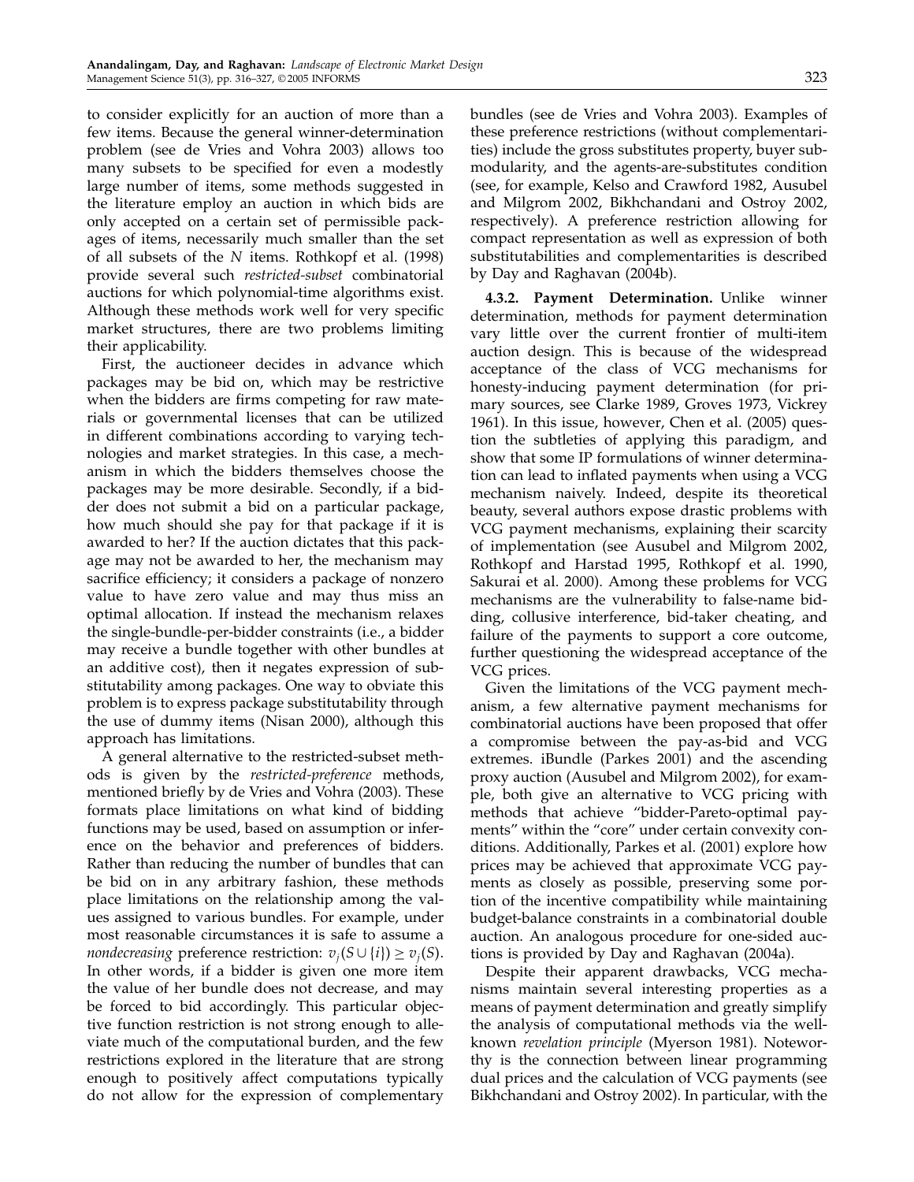to consider explicitly for an auction of more than a few items. Because the general winner-determination problem (see de Vries and Vohra 2003) allows too many subsets to be specified for even a modestly large number of items, some methods suggested in the literature employ an auction in which bids are only accepted on a certain set of permissible packages of items, necessarily much smaller than the set of all subsets of the $N$ items. Rothkopf et al. (1998) provide several such *restricted-subset* combinatorial auctions for which polynomial-time algorithms exist. Although these methods work well for very specific market structures, there are two problems limiting their applicability.

First, the auctioneer decides in advance which packages may be bid on, which may be restrictive when the bidders are firms competing for raw materials or governmental licenses that can be utilized in different combinations according to varying technologies and market strategies. In this case, a mechanism in which the bidders themselves choose the packages may be more desirable. Secondly, if a bidder does not submit a bid on a particular package, how much should she pay for that package if it is awarded to her? If the auction dictates that this package may not be awarded to her, the mechanism may sacrifice efficiency; it considers a package of nonzero value to have zero value and may thus miss an optimal allocation. If instead the mechanism relaxes the single-bundle-per-bidder constraints (i.e., a bidder may receive a bundle together with other bundles at an additive cost), then it negates expression of substitutability among packages. One way to obviate this problem is to express package substitutability through the use of dummy items (Nisan 2000), although this approach has limitations.

A general alternative to the restricted-subset methods is given by the *restricted-preference* methods, mentioned briefly by de Vries and Vohra (2003). These formats place limitations on what kind of bidding functions may be used, based on assumption or inference on the behavior and preferences of bidders. Rather than reducing the number of bundles that can be bid on in any arbitrary fashion, these methods place limitations on the relationship among the values assigned to various bundles. For example, under most reasonable circumstances it is safe to assume a *nondecreasing* preference restriction: $v_j(S \cup \{i\}) \geq v_j(S)$. In other words, if a bidder is given one more item the value of her bundle does not decrease, and may be forced to bid accordingly. This particular objective function restriction is not strong enough to alleviate much of the computational burden, and the few restrictions explored in the literature that are strong enough to positively affect computations typically do not allow for the expression of complementary bundles (see de Vries and Vohra 2003). Examples of these preference restrictions (without complementarities) include the gross substitutes property, buyer submodularity, and the agents-are-substitutes condition (see, for example, Kelso and Crawford 1982, Ausubel and Milgrom 2002, Bikhchandani and Ostroy 2002, respectively). A preference restriction allowing for compact representation as well as expression of both substitutabilities and complementarities is described by Day and Raghavan (2004b).

**4.3.2. Payment Determination.** Unlike winner determination, methods for payment determination vary little over the current frontier of multi-item auction design. This is because of the widespread acceptance of the class of VCG mechanisms for honesty-inducing payment determination (for primary sources, see Clarke 1989, Groves 1973, Vickrey 1961). In this issue, however, Chen et al. (2005) question the subtleties of applying this paradigm, and show that some IP formulations of winner determination can lead to inflated payments when using a VCG mechanism naively. Indeed, despite its theoretical beauty, several authors expose drastic problems with VCG payment mechanisms, explaining their scarcity of implementation (see Ausubel and Milgrom 2002, Rothkopf and Harstad 1995, Rothkopf et al. 1990, Sakurai et al. 2000). Among these problems for VCG mechanisms are the vulnerability to false-name bidding, collusive interference, bid-taker cheating, and failure of the payments to support a core outcome, further questioning the widespread acceptance of the VCG prices.

Given the limitations of the VCG payment mechanism, a few alternative payment mechanisms for combinatorial auctions have been proposed that offer a compromise between the pay-as-bid and VCG extremes. iBundle (Parkes 2001) and the ascending proxy auction (Ausubel and Milgrom 2002), for example, both give an alternative to VCG pricing with methods that achieve "bidder-Pareto-optimal payments" within the "core" under certain convexity conditions. Additionally, Parkes et al. (2001) explore how prices may be achieved that approximate VCG payments as closely as possible, preserving some portion of the incentive compatibility while maintaining budget-balance constraints in a combinatorial double auction. An analogous procedure for one-sided auctions is provided by Day and Raghavan (2004a).

Despite their apparent drawbacks, VCG mechanisms maintain several interesting properties as a means of payment determination and greatly simplify the analysis of computational methods via the well-known *revelation principle* (Myerson 1981). Noteworthy is the connection between linear programming dual prices and the calculation of VCG payments (see Bikhchandani and Ostroy 2002). In particular, with the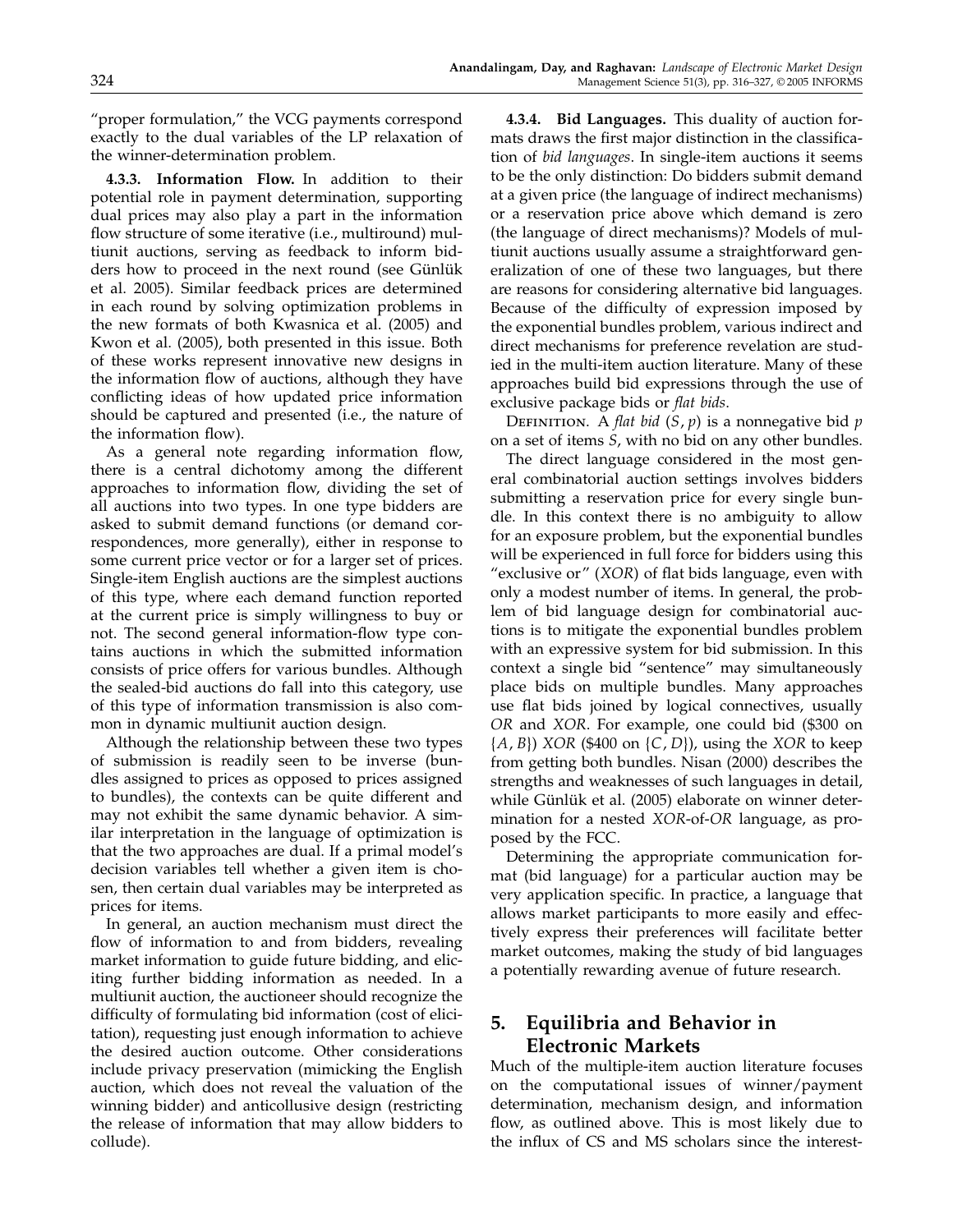"proper formulation," the VCG payments correspond exactly to the dual variables of the LP relaxation of the winner-determination problem.

**4.3.3. Information Flow.** In addition to their potential role in payment determination, supporting dual prices may also play a part in the information flow structure of some iterative (i.e., multiround) multiunit auctions, serving as feedback to inform bidders how to proceed in the next round (see Günlük et al. 2005). Similar feedback prices are determined in each round by solving optimization problems in the new formats of both Kwasnica et al. (2005) and Kwon et al. (2005), both presented in this issue. Both of these works represent innovative new designs in the information flow of auctions, although they have conflicting ideas of how updated price information should be captured and presented (i.e., the nature of the information flow).

As a general note regarding information flow, there is a central dichotomy among the different approaches to information flow, dividing the set of all auctions into two types. In one type bidders are asked to submit demand functions (or demand correspondences, more generally), either in response to some current price vector or for a larger set of prices. Single-item English auctions are the simplest auctions of this type, where each demand function reported at the current price is simply willingness to buy or not. The second general information-flow type contains auctions in which the submitted information consists of price offers for various bundles. Although the sealed-bid auctions do fall into this category, use of this type of information transmission is also common in dynamic multiunit auction design.

Although the relationship between these two types of submission is readily seen to be inverse (bundles assigned to prices as opposed to prices assigned to bundles), the contexts can be quite different and may not exhibit the same dynamic behavior. A similar interpretation in the language of optimization is that the two approaches are dual. If a primal model's decision variables tell whether a given item is chosen, then certain dual variables may be interpreted as prices for items.

In general, an auction mechanism must direct the flow of information to and from bidders, revealing market information to guide future bidding, and eliciting further bidding information as needed. In a multiunit auction, the auctioneer should recognize the difficulty of formulating bid information (cost of elicitation), requesting just enough information to achieve the desired auction outcome. Other considerations include privacy preservation (mimicking the English auction, which does not reveal the valuation of the winning bidder) and anticollusive design (restricting the release of information that may allow bidders to collude).

**4.3.4. Bid Languages.** This duality of auction formats draws the first major distinction in the classification of *bid languages*. In single-item auctions it seems to be the only distinction: Do bidders submit demand at a given price (the language of indirect mechanisms) or a reservation price above which demand is zero (the language of direct mechanisms)? Models of multiunit auctions usually assume a straightforward generalization of one of these two languages, but there are reasons for considering alternative bid languages. Because of the difficulty of expression imposed by the exponential bundles problem, various indirect and direct mechanisms for preference revelation are studied in the multi-item auction literature. Many of these approaches build bid expressions through the use of exclusive package bids or *flat bids*.

Definition. A *flat bid* $(S, p)$ is a nonnegative bid $p$ on a set of items $S$, with no bid on any other bundles.

The direct language considered in the most general combinatorial auction settings involves bidders submitting a reservation price for every single bundle. In this context there is no ambiguity to allow for an exposure problem, but the exponential bundles will be experienced in full force for bidders using this "exclusive or" (*XOR*) of flat bids language, even with only a modest number of items. In general, the problem of bid language design for combinatorial auctions is to mitigate the exponential bundles problem with an expressive system for bid submission. In this context a single bid "sentence" may simultaneously place bids on multiple bundles. Many approaches use flat bids joined by logical connectives, usually *OR* and *XOR*. For example, one could bid (\$300 on $\{A, B\}$) *XOR* (\$400 on $\{C, D\}$), using the *XOR* to keep from getting both bundles. Nisan (2000) describes the strengths and weaknesses of such languages in detail, while Günlük et al. (2005) elaborate on winner determination for a nested *XOR*-of-*OR* language, as proposed by the FCC.

Determining the appropriate communication format (bid language) for a particular auction may be very application specific. In practice, a language that allows market participants to more easily and effectively express their preferences will facilitate better market outcomes, making the study of bid languages a potentially rewarding avenue of future research.

## 5. Equilibria and Behavior in Electronic Markets

Much of the multiple-item auction literature focuses on the computational issues of winner/payment determination, mechanism design, and information flow, as outlined above. This is most likely due to the influx of CS and MS scholars since the interest-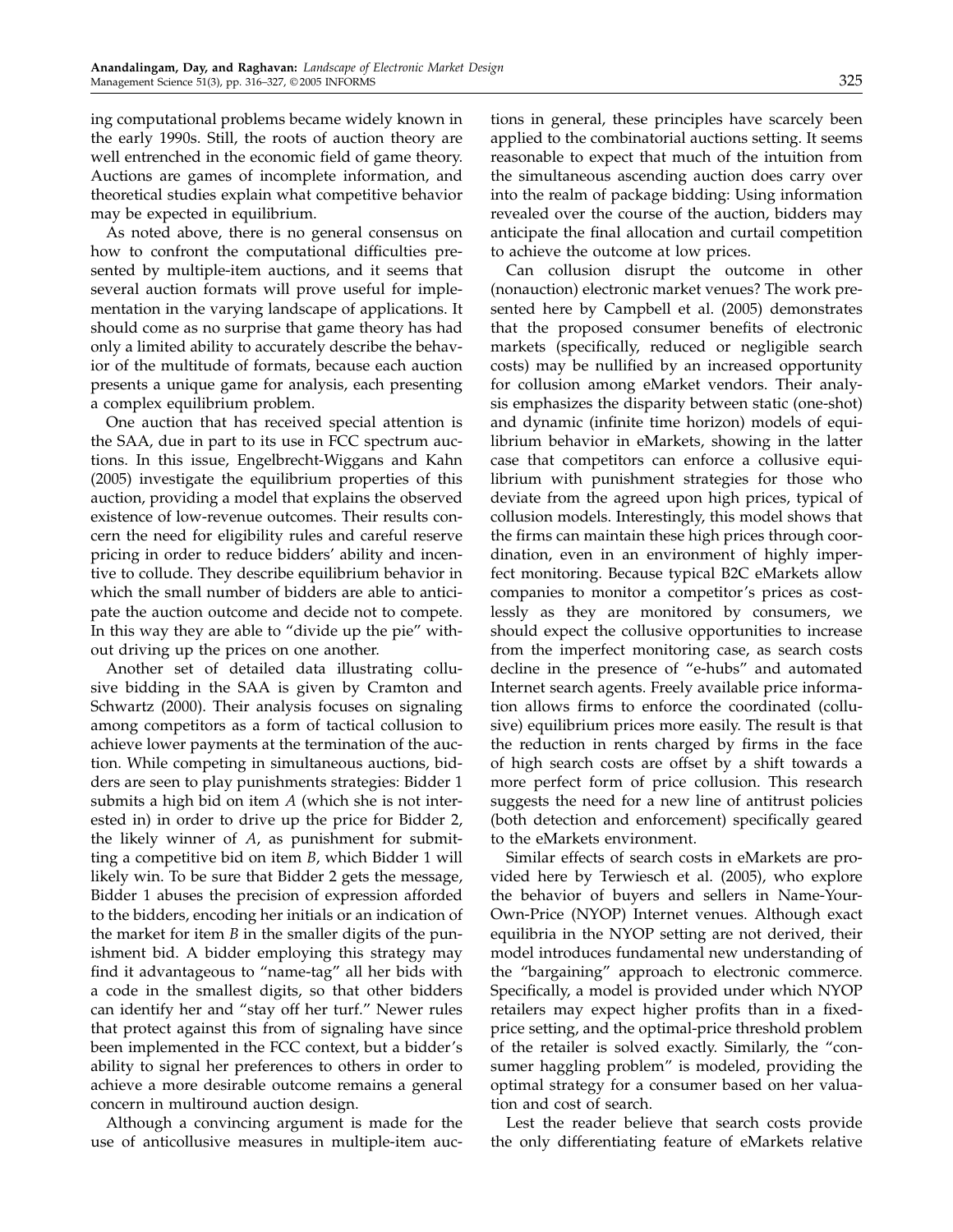ing computational problems became widely known in the early 1990s. Still, the roots of auction theory are well entrenched in the economic field of game theory. Auctions are games of incomplete information, and theoretical studies explain what competitive behavior may be expected in equilibrium.

As noted above, there is no general consensus on how to confront the computational difficulties presented by multiple-item auctions, and it seems that several auction formats will prove useful for implementation in the varying landscape of applications. It should come as no surprise that game theory has had only a limited ability to accurately describe the behavior of the multitude of formats, because each auction presents a unique game for analysis, each presenting a complex equilibrium problem.

One auction that has received special attention is the SAA, due in part to its use in FCC spectrum auctions. In this issue, Engelbrecht-Wiggans and Kahn (2005) investigate the equilibrium properties of this auction, providing a model that explains the observed existence of low-revenue outcomes. Their results concern the need for eligibility rules and careful reserve pricing in order to reduce bidders' ability and incentive to collude. They describe equilibrium behavior in which the small number of bidders are able to anticipate the auction outcome and decide not to compete. In this way they are able to "divide up the pie" without driving up the prices on one another.

Another set of detailed data illustrating collusive bidding in the SAA is given by Cramton and Schwartz (2000). Their analysis focuses on signaling among competitors as a form of tactical collusion to achieve lower payments at the termination of the auction. While competing in simultaneous auctions, bidders are seen to play punishments strategies: Bidder 1 submits a high bid on item *A* (which she is not interested in) in order to drive up the price for Bidder 2, the likely winner of *A*, as punishment for submitting a competitive bid on item *B*, which Bidder 1 will likely win. To be sure that Bidder 2 gets the message, Bidder 1 abuses the precision of expression afforded to the bidders, encoding her initials or an indication of the market for item *B* in the smaller digits of the punishment bid. A bidder employing this strategy may find it advantageous to "name-tag" all her bids with a code in the smallest digits, so that other bidders can identify her and "stay off her turf." Newer rules that protect against this from of signaling have since been implemented in the FCC context, but a bidder's ability to signal her preferences to others in order to achieve a more desirable outcome remains a general concern in multiround auction design.

Although a convincing argument is made for the use of anticollusive measures in multiple-item auctions in general, these principles have scarcely been applied to the combinatorial auctions setting. It seems reasonable to expect that much of the intuition from the simultaneous ascending auction does carry over into the realm of package bidding: Using information revealed over the course of the auction, bidders may anticipate the final allocation and curtail competition to achieve the outcome at low prices.

Can collusion disrupt the outcome in other (nonauction) electronic market venues? The work presented here by Campbell et al. (2005) demonstrates that the proposed consumer benefits of electronic markets (specifically, reduced or negligible search costs) may be nullified by an increased opportunity for collusion among eMarket vendors. Their analysis emphasizes the disparity between static (one-shot) and dynamic (infinite time horizon) models of equilibrium behavior in eMarkets, showing in the latter case that competitors can enforce a collusive equilibrium with punishment strategies for those who deviate from the agreed upon high prices, typical of collusion models. Interestingly, this model shows that the firms can maintain these high prices through coordination, even in an environment of highly imperfect monitoring. Because typical B2C eMarkets allow companies to monitor a competitor's prices as costlessly as they are monitored by consumers, we should expect the collusive opportunities to increase from the imperfect monitoring case, as search costs decline in the presence of "e-hubs" and automated Internet search agents. Freely available price information allows firms to enforce the coordinated (collusive) equilibrium prices more easily. The result is that the reduction in rents charged by firms in the face of high search costs are offset by a shift towards a more perfect form of price collusion. This research suggests the need for a new line of antitrust policies (both detection and enforcement) specifically geared to the eMarkets environment.

Similar effects of search costs in eMarkets are provided here by Terwiesch et al. (2005), who explore the behavior of buyers and sellers in Name-Your-Own-Price (NYOP) Internet venues. Although exact equilibria in the NYOP setting are not derived, their model introduces fundamental new understanding of the "bargaining" approach to electronic commerce. Specifically, a model is provided under which NYOP retailers may expect higher profits than in a fixed-price setting, and the optimal-price threshold problem of the retailer is solved exactly. Similarly, the "consumer haggling problem" is modeled, providing the optimal strategy for a consumer based on her valuation and cost of search.

Lest the reader believe that search costs provide the only differentiating feature of eMarkets relative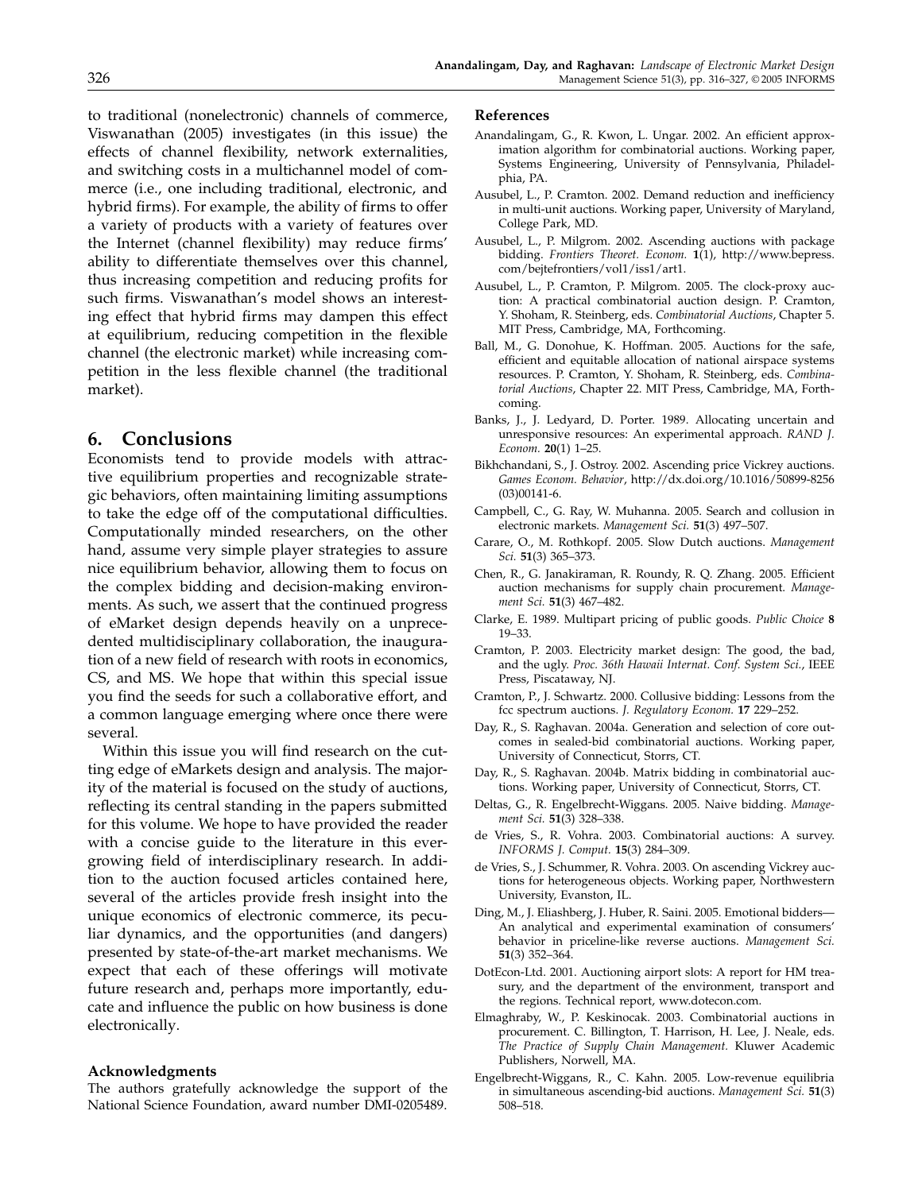to traditional (nonelectronic) channels of commerce, Viswanathan (2005) investigates (in this issue) the effects of channel flexibility, network externalities, and switching costs in a multichannel model of commerce (i.e., one including traditional, electronic, and hybrid firms). For example, the ability of firms to offer a variety of products with a variety of features over the Internet (channel flexibility) may reduce firms' ability to differentiate themselves over this channel, thus increasing competition and reducing profits for such firms. Viswanathan's model shows an interesting effect that hybrid firms may dampen this effect at equilibrium, reducing competition in the flexible channel (the electronic market) while increasing competition in the less flexible channel (the traditional market).

## 6. Conclusions

Economists tend to provide models with attractive equilibrium properties and recognizable strategic behaviors, often maintaining limiting assumptions to take the edge off of the computational difficulties. Computationally minded researchers, on the other hand, assume very simple player strategies to assure nice equilibrium behavior, allowing them to focus on the complex bidding and decision-making environments. As such, we assert that the continued progress of eMarket design depends heavily on a unprecedented multidisciplinary collaboration, the inauguration of a new field of research with roots in economics, CS, and MS. We hope that within this special issue you find the seeds for such a collaborative effort, and a common language emerging where once there were several.

Within this issue you will find research on the cutting edge of eMarkets design and analysis. The majority of the material is focused on the study of auctions, reflecting its central standing in the papers submitted for this volume. We hope to have provided the reader with a concise guide to the literature in this ever-growing field of interdisciplinary research. In addition to the auction focused articles contained here, several of the articles provide fresh insight into the unique economics of electronic commerce, its peculiar dynamics, and the opportunities (and dangers) presented by state-of-the-art market mechanisms. We expect that each of these offerings will motivate future research and, perhaps more importantly, educate and influence the public on how business is done electronically.

### Acknowledgments

The authors gratefully acknowledge the support of the National Science Foundation, award number DMI-0205489.

### References

Anandalingam, G., R. Kwon, L. Ungar. 2002. An efficient approximation algorithm for combinatorial auctions. Working paper, Systems Engineering, University of Pennsylvania, Philadelphia, PA.

Ausubel, L., P. Cramton. 2002. Demand reduction and inefficiency in multi-unit auctions. Working paper, University of Maryland, College Park, MD.

Ausubel, L., P. Milgrom. 2002. Ascending auctions with package bidding. *Frontiers Theoret. Econom.* **1**(1), http://www.bepress.com/bejtefrontiers/vol1/iss1/art1.

Ausubel, L., P. Cramton, P. Milgrom. 2005. The clock-proxy auction: A practical combinatorial auction design. P. Cramton, Y. Shoham, R. Steinberg, eds. *Combinatorial Auctions*, Chapter 5. MIT Press, Cambridge, MA, Forthcoming.

Ball, M., G. Donohue, K. Hoffman. 2005. Auctions for the safe, efficient and equitable allocation of national airspace systems resources. P. Cramton, Y. Shoham, R. Steinberg, eds. *Combinatorial Auctions*, Chapter 22. MIT Press, Cambridge, MA, Forthcoming.

Banks, J., J. Ledyard, D. Porter. 1989. Allocating uncertain and unresponsive resources: An experimental approach. *RAND J. Econom.* **20**(1) 1–25.

Bikhchandani, S., J. Ostroy. 2002. Ascending price Vickrey auctions. *Games Econom. Behavior*, http://dx.doi.org/10.1016/50899-8256(03)00141-6.

Campbell, C., G. Ray, W. Muhanna. 2005. Search and collusion in electronic markets. *Management Sci.* **51**(3) 497–507.

Carare, O., M. Rothkopf. 2005. Slow Dutch auctions. *Management Sci.* **51**(3) 365–373.

Chen, R., G. Janakiraman, R. Roundy, R. Q. Zhang. 2005. Efficient auction mechanisms for supply chain procurement. *Management Sci.* **51**(3) 467–482.

Clarke, E. 1989. Multipart pricing of public goods. *Public Choice* **8** 19–33.

Cramton, P. 2003. Electricity market design: The good, the bad, and the ugly. *Proc. 36th Hawaii Internat. Conf. System Sci.*, IEEE Press, Piscataway, NJ.

Cramton, P., J. Schwartz. 2000. Collusive bidding: Lessons from the fcc spectrum auctions. *J. Regulatory Econom.* **17** 229–252.

Day, R., S. Raghavan. 2004a. Generation and selection of core outcomes in sealed-bid combinatorial auctions. Working paper, University of Connecticut, Storrs, CT.

Day, R., S. Raghavan. 2004b. Matrix bidding in combinatorial auctions. Working paper, University of Connecticut, Storrs, CT.

Deltas, G., R. Engelbrecht-Wiggans. 2005. Naive bidding. *Management Sci.* **51**(3) 328–338.

de Vries, S., R. Vohra. 2003. Combinatorial auctions: A survey. *INFORMS J. Comput.* **15**(3) 284–309.

de Vries, S., J. Schummer, R. Vohra. 2003. On ascending Vickrey auctions for heterogeneous objects. Working paper, Northwestern University, Evanston, IL.

Ding, M., J. Eliashberg, J. Huber, R. Saini. 2005. Emotional bidders—An analytical and experimental examination of consumers' behavior in priceline-like reverse auctions. *Management Sci.* **51**(3) 352–364.

DotEcon-Ltd. 2001. Auctioning airport slots: A report for HM treasury, and the department of the environment, transport and the regions. Technical report, www.dotecon.com.

Elmaghraby, W., P. Keskinocak. 2003. Combinatorial auctions in procurement. C. Billington, T. Harrison, H. Lee, J. Neale, eds. *The Practice of Supply Chain Management*. Kluwer Academic Publishers, Norwell, MA.

Engelbrecht-Wiggans, R., C. Kahn. 2005. Low-revenue equilibria in simultaneous ascending-bid auctions. *Management Sci.* **51**(3) 508–518.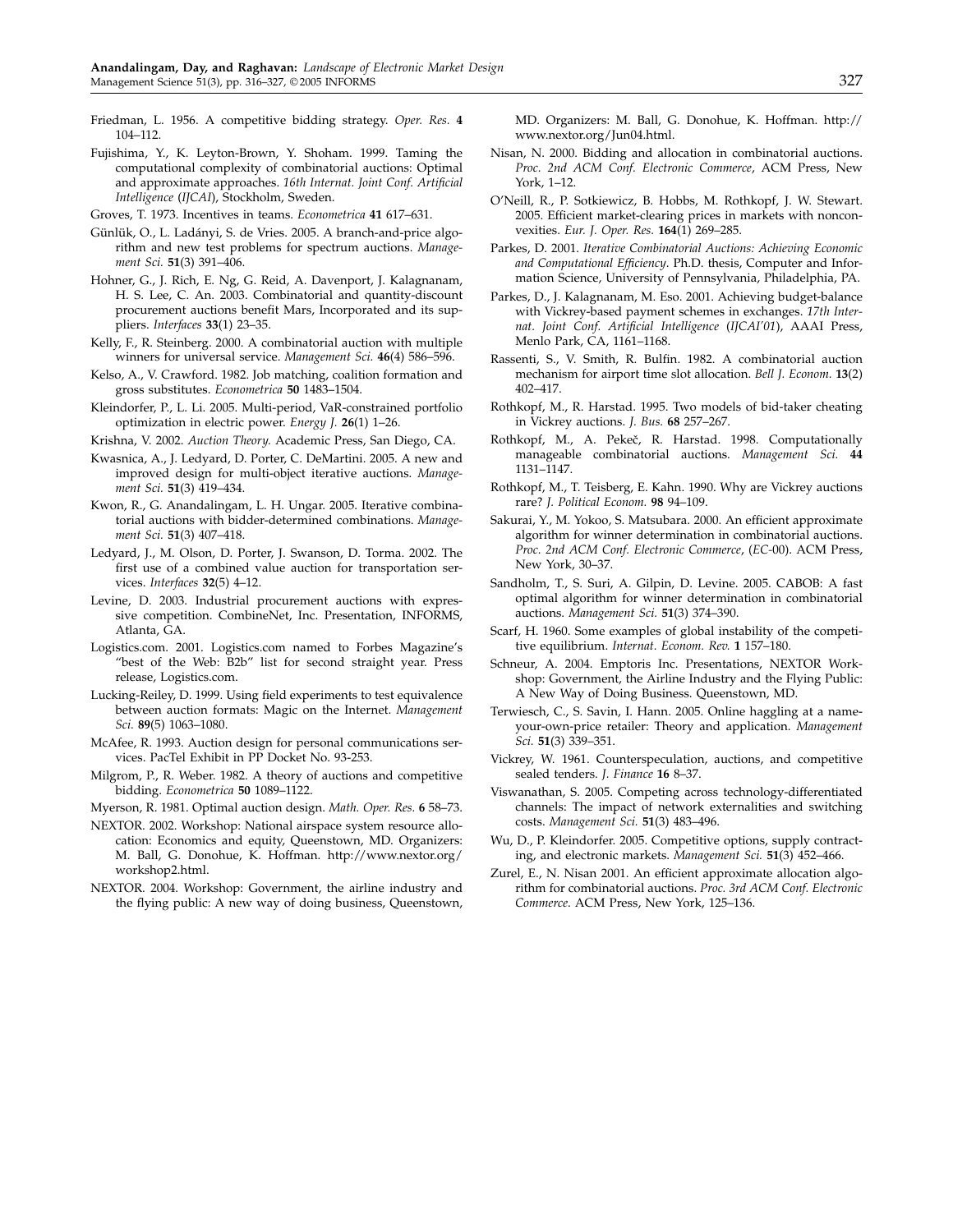Friedman, L. 1956. A competitive bidding strategy. *Oper. Res.* **4** 104–112.

Fujishima, Y., K. Leyton-Brown, Y. Shoham. 1999. Taming the computational complexity of combinatorial auctions: Optimal and approximate approaches. *16th Internat. Joint Conf. Artificial Intelligence* (*IJCAI*), Stockholm, Sweden.

Groves, T. 1973. Incentives in teams. *Econometrica* **41** 617–631.

Günlük, O., L. Ladányi, S. de Vries. 2005. A branch-and-price algorithm and new test problems for spectrum auctions. *Management Sci.* **51**(3) 391–406.

Hohner, G., J. Rich, E. Ng, G. Reid, A. Davenport, J. Kalagnanam, H. S. Lee, C. An. 2003. Combinatorial and quantity-discount procurement auctions benefit Mars, Incorporated and its suppliers. *Interfaces* **33**(1) 23–35.

Kelly, F., R. Steinberg. 2000. A combinatorial auction with multiple winners for universal service. *Management Sci.* **46**(4) 586–596.

Kelso, A., V. Crawford. 1982. Job matching, coalition formation and gross substitutes. *Econometrica* **50** 1483–1504.

Kleindorfer, P., L. Li. 2005. Multi-period, VaR-constrained portfolio optimization in electric power. *Energy J.* **26**(1) 1–26.

Krishna, V. 2002. *Auction Theory*. Academic Press, San Diego, CA.

Kwasnica, A., J. Ledyard, D. Porter, C. DeMartini. 2005. A new and improved design for multi-object iterative auctions. *Management Sci.* **51**(3) 419–434.

Kwon, R., G. Anandalingam, L. H. Ungar. 2005. Iterative combinatorial auctions with bidder-determined combinations. *Management Sci.* **51**(3) 407–418.

Ledyard, J., M. Olson, D. Porter, J. Swanson, D. Torma. 2002. The first use of a combined value auction for transportation services. *Interfaces* **32**(5) 4–12.

Levine, D. 2003. Industrial procurement auctions with expressive competition. CombineNet, Inc. Presentation, INFORMS, Atlanta, GA.

Logistics.com. 2001. Logistics.com named to Forbes Magazine's "best of the Web: B2b" list for second straight year. Press release, Logistics.com.

Lucking-Reiley, D. 1999. Using field experiments to test equivalence between auction formats: Magic on the Internet. *Management Sci.* **89**(5) 1063–1080.

McAfee, R. 1993. Auction design for personal communications services. PacTel Exhibit in PP Docket No. 93-253.

Milgrom, P., R. Weber. 1982. A theory of auctions and competitive bidding. *Econometrica* **50** 1089–1122.

Myerson, R. 1981. Optimal auction design. *Math. Oper. Res.* **6** 58–73.

NEXTOR. 2002. Workshop: National airspace system resource allocation: Economics and equity, Queenstown, MD. Organizers: M. Ball, G. Donohue, K. Hoffman. http://www.nextor.org/workshop2.html.

NEXTOR. 2004. Workshop: Government, the airline industry and the flying public: A new way of doing business, Queenstown, MD. Organizers: M. Ball, G. Donohue, K. Hoffman. http://www.nextor.org/Jun04.html.

Nisan, N. 2000. Bidding and allocation in combinatorial auctions. *Proc. 2nd ACM Conf. Electronic Commerce*, ACM Press, New York, 1–12.

O'Neill, R., P. Sotkiewicz, B. Hobbs, M. Rothkopf, J. W. Stewart. 2005. Efficient market-clearing prices in markets with nonconvexities. *Eur. J. Oper. Res.* **164**(1) 269–285.

Parkes, D. 2001. *Iterative Combinatorial Auctions: Achieving Economic and Computational Efficiency*. Ph.D. thesis, Computer and Information Science, University of Pennsylvania, Philadelphia, PA.

Parkes, D., J. Kalagnanam, M. Eso. 2001. Achieving budget-balance with Vickrey-based payment schemes in exchanges. *17th Internat. Joint Conf. Artificial Intelligence* (*IJCAI'01*), AAAI Press, Menlo Park, CA, 1161–1168.

Rassenti, S., V. Smith, R. Bulfin. 1982. A combinatorial auction mechanism for airport time slot allocation. *Bell J. Econom.* **13**(2) 402–417.

Rothkopf, M., R. Harstad. 1995. Two models of bid-taker cheating in Vickrey auctions. *J. Bus.* **68** 257–267.

Rothkopf, M., A. Pekeč, R. Harstad. 1998. Computationally manageable combinatorial auctions. *Management Sci.* **44** 1131–1147.

Rothkopf, M., T. Teisberg, E. Kahn. 1990. Why are Vickrey auctions rare? *J. Political Econom.* **98** 94–109.

Sakurai, Y., M. Yokoo, S. Matsubara. 2000. An efficient approximate algorithm for winner determination in combinatorial auctions. *Proc. 2nd ACM Conf. Electronic Commerce*, (*EC-00*). ACM Press, New York, 30–37.

Sandholm, T., S. Suri, A. Gilpin, D. Levine. 2005. CABOB: A fast optimal algorithm for winner determination in combinatorial auctions. *Management Sci.* **51**(3) 374–390.

Scarf, H. 1960. Some examples of global instability of the competitive equilibrium. *Internat. Econom. Rev.* **1** 157–180.

Schneur, A. 2004. Emptoris Inc. Presentations, NEXTOR Workshop: Government, the Airline Industry and the Flying Public: A New Way of Doing Business. Queenstown, MD.

Terwiesch, C., S. Savin, I. Hann. 2005. Online haggling at a name-your-own-price retailer: Theory and application. *Management Sci.* **51**(3) 339–351.

Vickrey, W. 1961. Counterspeculation, auctions, and competitive sealed tenders. *J. Finance* **16** 8–37.

Viswanathan, S. 2005. Competing across technology-differentiated channels: The impact of network externalities and switching costs. *Management Sci.* **51**(3) 483–496.

Wu, D., P. Kleindorfer. 2005. Competitive options, supply contracting, and electronic markets. *Management Sci.* **51**(3) 452–466.

Zurel, E., N. Nisan 2001. An efficient approximate allocation algorithm for combinatorial auctions. *Proc. 3rd ACM Conf. Electronic Commerce*. ACM Press, New York, 125–136.